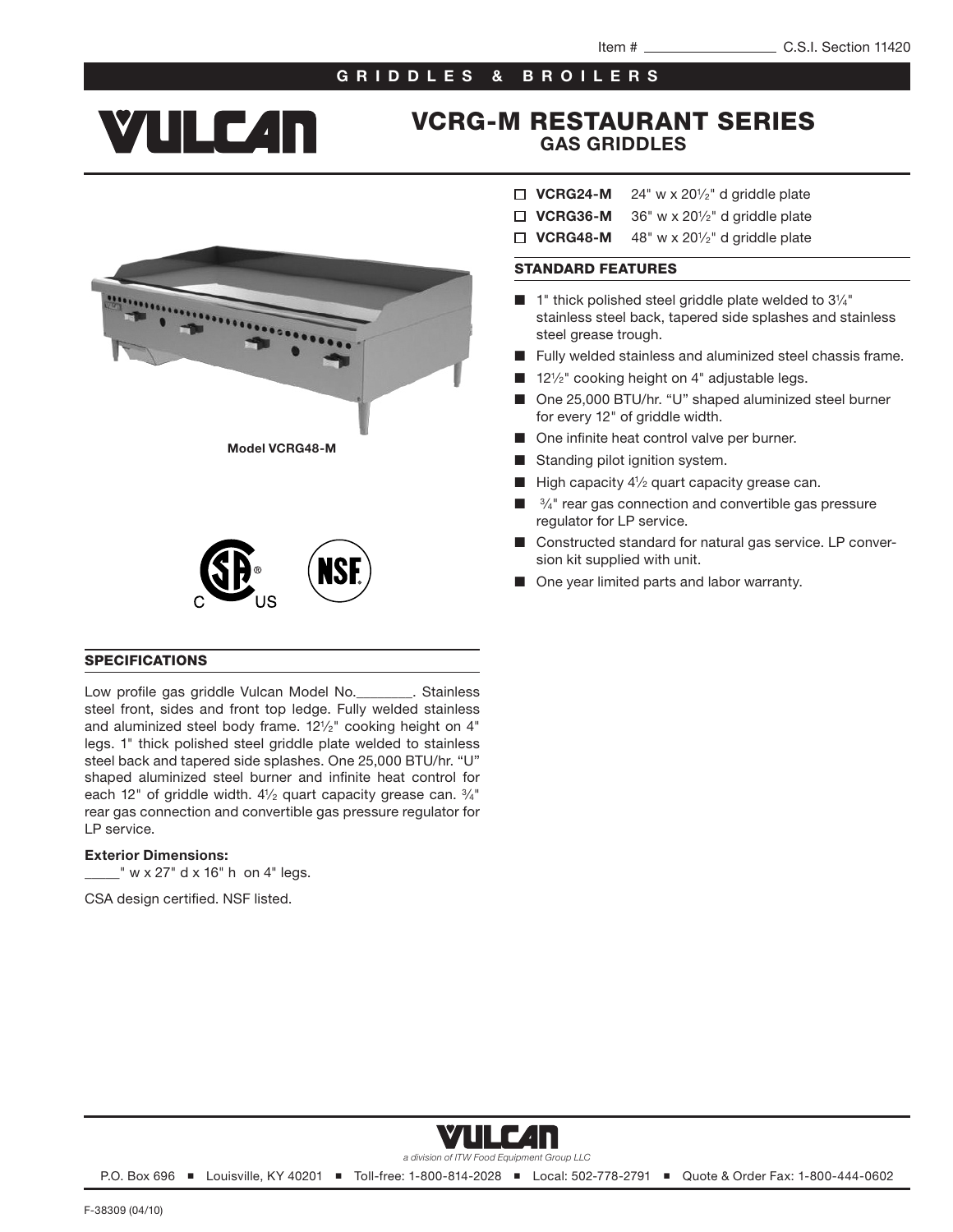Item # ________________ C.S.I. Section 11420

**GRIDDLES & BROILERS**

# VULCAN

## VCRG-M RESTAURANT SERIES
### GAS GRIDDLES

Model VCRG48-M

- ☐ **VCRG24-M** 24" w x 20½" d griddle plate
- ☐ **VCRG36-M** 36" w x 20½" d griddle plate
- ☐ **VCRG48-M** 48" w x 20½" d griddle plate

### STANDARD FEATURES

- 1" thick polished steel griddle plate welded to 3¼" stainless steel back, tapered side splashes and stainless steel grease trough.
- Fully welded stainless and aluminized steel chassis frame.
- 12½" cooking height on 4" adjustable legs.
- One 25,000 BTU/hr. "U" shaped aluminized steel burner for every 12" of griddle width.
- One infinite heat control valve per burner.
- Standing pilot ignition system.
- High capacity 4½ quart capacity grease can.
- ¾" rear gas connection and convertible gas pressure regulator for LP service.
- Constructed standard for natural gas service. LP conversion kit supplied with unit.
- One year limited parts and labor warranty.

### SPECIFICATIONS

Low profile gas griddle Vulcan Model No.________. Stainless steel front, sides and front top ledge. Fully welded stainless and aluminized steel body frame. 12½" cooking height on 4" legs. 1" thick polished steel griddle plate welded to stainless steel back and tapered side splashes. One 25,000 BTU/hr. "U" shaped aluminized steel burner and infinite heat control for each 12" of griddle width. 4½ quart capacity grease can. ¾" rear gas connection and convertible gas pressure regulator for LP service.

**Exterior Dimensions:**

_____" w x 27" d x 16" h on 4" legs.

CSA design certified. NSF listed.

VULCAN
*a division of ITW Food Equipment Group LLC*

P.O. Box 696 ■ Louisville, KY 40201 ■ Toll-free: 1-800-814-2028 ■ Local: 502-778-2791 ■ Quote & Order Fax: 1-800-444-0602

F-38309 (04/10)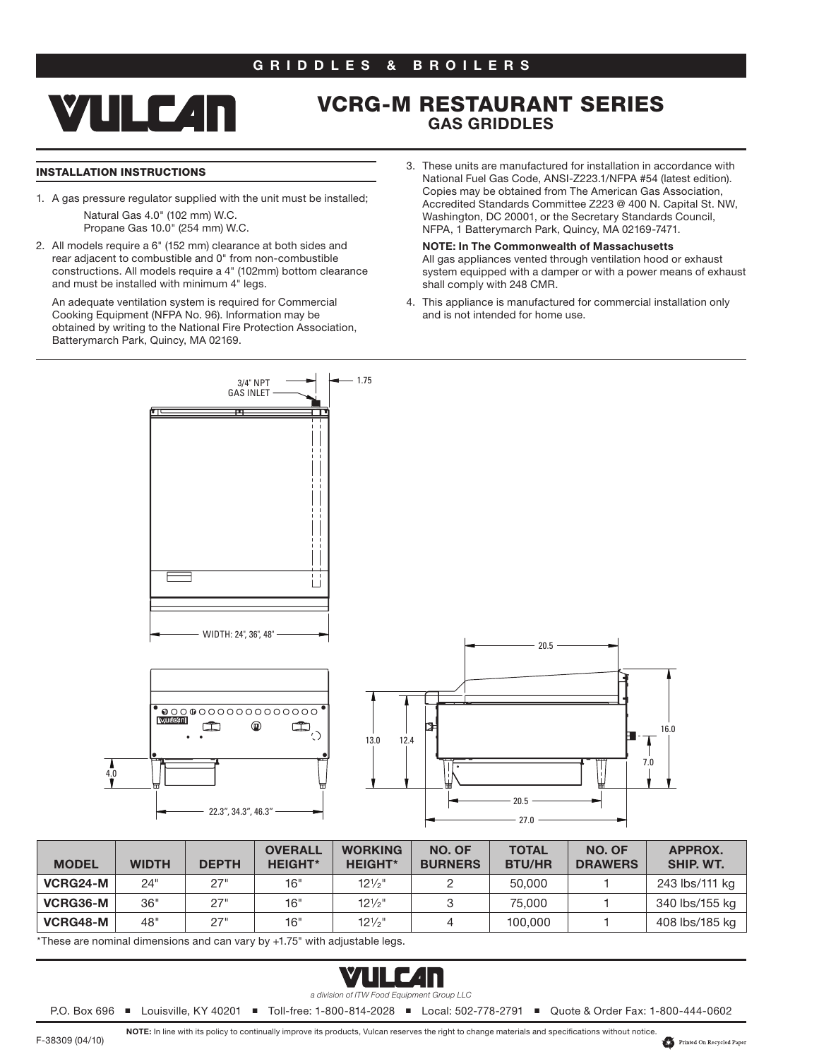# GRIDDLES & BROILERS

# VULCAN

## VCRG-M RESTAURANT SERIES
### GAS GRIDDLES

#### INSTALLATION INSTRUCTIONS

1. A gas pressure regulator supplied with the unit must be installed;
   Natural Gas 4.0" (102 mm) W.C.
   Propane Gas 10.0" (254 mm) W.C.
2. All models require a 6" (152 mm) clearance at both sides and rear adjacent to combustible and 0" from non-combustible constructions. All models require a 4" (102mm) bottom clearance and must be installed with minimum 4" legs.

   An adequate ventilation system is required for Commercial Cooking Equipment (NFPA No. 96). Information may be obtained by writing to the National Fire Protection Association, Batterymarch Park, Quincy, MA 02169.
3. These units are manufactured for installation in accordance with National Fuel Gas Code, ANSI-Z223.1/NFPA #54 (latest edition). Copies may be obtained from The American Gas Association, Accredited Standards Committee Z223 @ 400 N. Capital St. NW, Washington, DC 20001, or the Secretary Standards Council, NFPA, 1 Batterymarch Park, Quincy, MA 02169-7471.

   **NOTE: In The Commonwealth of Massachusetts**
   All gas appliances vented through ventilation hood or exhaust system equipped with a damper or with a power means of exhaust shall comply with 248 CMR.
4. This appliance is manufactured for commercial installation only and is not intended for home use.

3/4" NPT GAS INLET
1.75
WIDTH: 24", 36", 48"
4.0
22.3", 34.3", 46.3"
13.0
12.4
20.5
16.0
7.0
20.5
27.0

| MODEL | WIDTH | DEPTH | OVERALL HEIGHT* | WORKING HEIGHT* | NO. OF BURNERS | TOTAL BTU/HR | NO. OF DRAWERS | APPROX. SHIP. WT. |
|---|---|---|---|---|---|---|---|---|
| VCRG24-M | 24" | 27" | 16" | 12½" | 2 | 50,000 | 1 | 243 lbs/111 kg |
| VCRG36-M | 36" | 27" | 16" | 12½" | 3 | 75,000 | 1 | 340 lbs/155 kg |
| VCRG48-M | 48" | 27" | 16" | 12½" | 4 | 100,000 | 1 | 408 lbs/185 kg |

*These are nominal dimensions and can vary by +1.75" with adjustable legs.

VULCAN
*a division of ITW Food Equipment Group LLC*

P.O. Box 696 ■ Louisville, KY 40201 ■ Toll-free: 1-800-814-2028 ■ Local: 502-778-2791 ■ Quote & Order Fax: 1-800-444-0602

**NOTE:** In line with its policy to continually improve its products, Vulcan reserves the right to change materials and specifications without notice.

F-38309 (04/10)

Printed On Recycled Paper